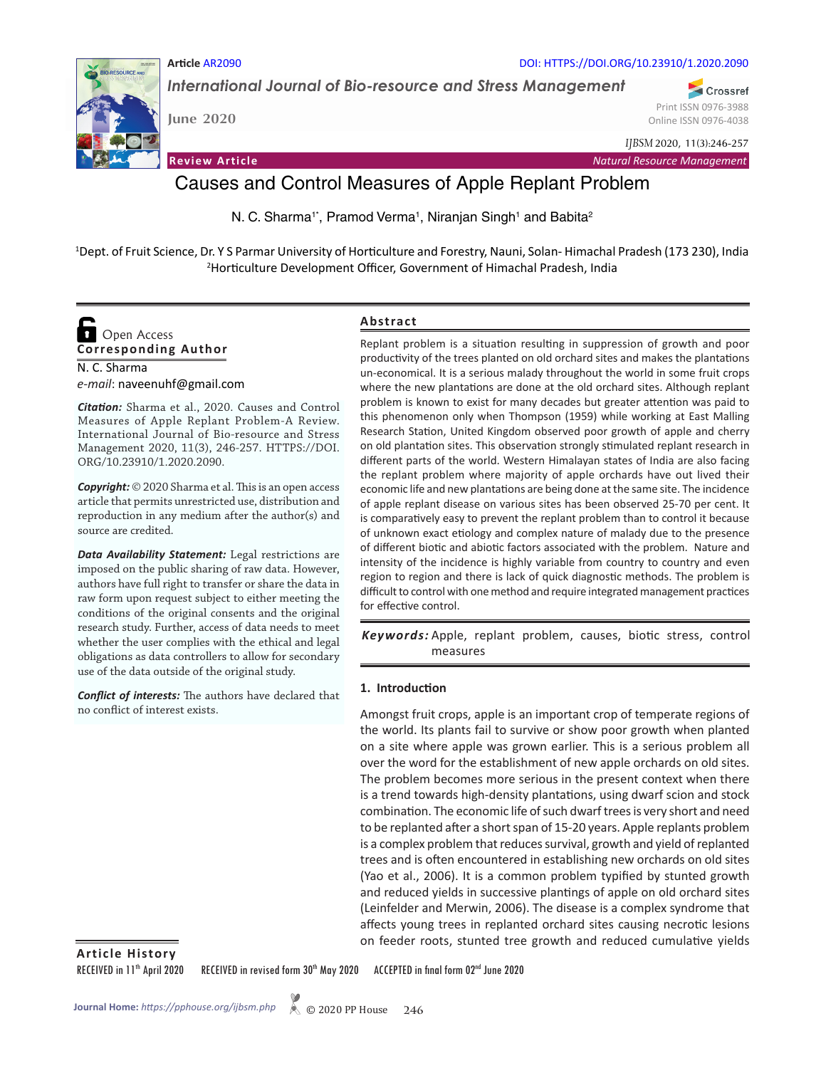Article AR2090

DOI: HTTPS://DOI.ORG/10.23910/1.2020.2090

*International Journal of Bio-resource and Stress Management*

June 2020

Print ISSN 0976-3988
Online ISSN 0976-4038

*IJBSM* 2020, 11(3):246-257

**Review Article** *Natural Resource Management*

# Causes and Control Measures of Apple Replant Problem

N. C. Sharma[1*], Pramod Verma[1], Niranjan Singh[1] and Babita[2]

[1]Dept. of Fruit Science, Dr. Y S Parmar University of Horticulture and Forestry, Nauni, Solan- Himachal Pradesh (173 230), India
[2]Horticulture Development Officer, Government of Himachal Pradesh, India

Open Access

**Corresponding Author**

N. C. Sharma
*e-mail*: naveenuhf@gmail.com

***Citation:*** Sharma et al., 2020. Causes and Control Measures of Apple Replant Problem-A Review. International Journal of Bio-resource and Stress Management 2020, 11(3), 246-257. HTTPS://DOI.ORG/10.23910/1.2020.2090.

***Copyright:*** © 2020 Sharma et al. This is an open access article that permits unrestricted use, distribution and reproduction in any medium after the author(s) and source are credited.

***Data Availability Statement:*** Legal restrictions are imposed on the public sharing of raw data. However, authors have full right to transfer or share the data in raw form upon request subject to either meeting the conditions of the original consents and the original research study. Further, access of data needs to meet whether the user complies with the ethical and legal obligations as data controllers to allow for secondary use of the data outside of the original study.

***Conflict of interests:*** The authors have declared that no conflict of interest exists.

## Abstract

Replant problem is a situation resulting in suppression of growth and poor productivity of the trees planted on old orchard sites and makes the plantations un-economical. It is a serious malady throughout the world in some fruit crops where the new plantations are done at the old orchard sites. Although replant problem is known to exist for many decades but greater attention was paid to this phenomenon only when Thompson (1959) while working at East Malling Research Station, United Kingdom observed poor growth of apple and cherry on old plantation sites. This observation strongly stimulated replant research in different parts of the world. Western Himalayan states of India are also facing the replant problem where majority of apple orchards have out lived their economic life and new plantations are being done at the same site. The incidence of apple replant disease on various sites has been observed 25-70 per cent. It is comparatively easy to prevent the replant problem than to control it because of unknown exact etiology and complex nature of malady due to the presence of different biotic and abiotic factors associated with the problem. Nature and intensity of the incidence is highly variable from country to country and even region to region and there is lack of quick diagnostic methods. The problem is difficult to control with one method and require integrated management practices for effective control.

***Keywords:*** Apple, replant problem, causes, biotic stress, control measures

## 1. Introduction

Amongst fruit crops, apple is an important crop of temperate regions of the world. Its plants fail to survive or show poor growth when planted on a site where apple was grown earlier. This is a serious problem all over the word for the establishment of new apple orchards on old sites. The problem becomes more serious in the present context when there is a trend towards high-density plantations, using dwarf scion and stock combination. The economic life of such dwarf trees is very short and need to be replanted after a short span of 15-20 years. Apple replants problem is a complex problem that reduces survival, growth and yield of replanted trees and is often encountered in establishing new orchards on old sites (Yao et al., 2006). It is a common problem typified by stunted growth and reduced yields in successive plantings of apple on old orchard sites (Leinfelder and Merwin, 2006). The disease is a complex syndrome that affects young trees in replanted orchard sites causing necrotic lesions on feeder roots, stunted tree growth and reduced cumulative yields

**Article History**

RECEIVED in 11[th] April 2020 RECEIVED in revised form 30[th] May 2020 ACCEPTED in final form 02[nd] June 2020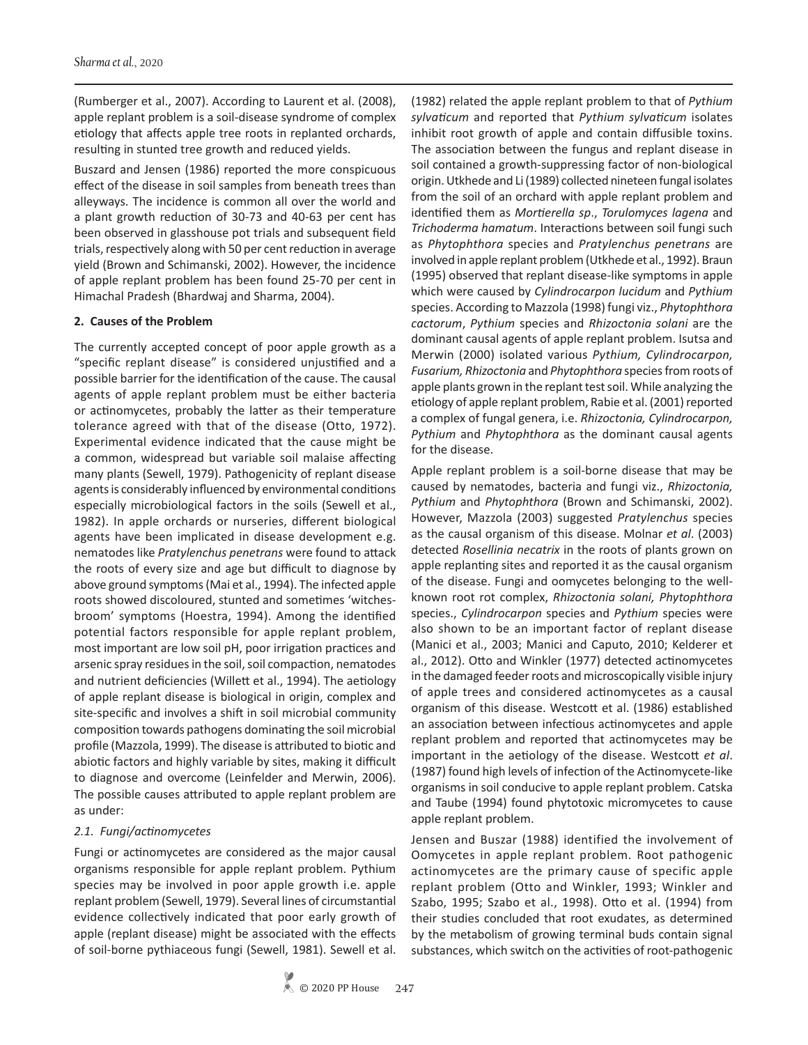(Rumberger et al., 2007). According to Laurent et al. (2008), apple replant problem is a soil-disease syndrome of complex etiology that affects apple tree roots in replanted orchards, resulting in stunted tree growth and reduced yields.

Buszard and Jensen (1986) reported the more conspicuous effect of the disease in soil samples from beneath trees than alleyways. The incidence is common all over the world and a plant growth reduction of 30-73 and 40-63 per cent has been observed in glasshouse pot trials and subsequent field trials, respectively along with 50 per cent reduction in average yield (Brown and Schimanski, 2002). However, the incidence of apple replant problem has been found 25-70 per cent in Himachal Pradesh (Bhardwaj and Sharma, 2004).

## 2. Causes of the Problem

The currently accepted concept of poor apple growth as a "specific replant disease" is considered unjustified and a possible barrier for the identification of the cause. The causal agents of apple replant problem must be either bacteria or actinomycetes, probably the latter as their temperature tolerance agreed with that of the disease (Otto, 1972). Experimental evidence indicated that the cause might be a common, widespread but variable soil malaise affecting many plants (Sewell, 1979). Pathogenicity of replant disease agents is considerably influenced by environmental conditions especially microbiological factors in the soils (Sewell et al., 1982). In apple orchards or nurseries, different biological agents have been implicated in disease development e.g. nematodes like *Pratylenchus penetrans* were found to attack the roots of every size and age but difficult to diagnose by above ground symptoms (Mai et al., 1994). The infected apple roots showed discoloured, stunted and sometimes 'witches-broom' symptoms (Hoestra, 1994). Among the identified potential factors responsible for apple replant problem, most important are low soil pH, poor irrigation practices and arsenic spray residues in the soil, soil compaction, nematodes and nutrient deficiencies (Willett et al., 1994). The aetiology of apple replant disease is biological in origin, complex and site-specific and involves a shift in soil microbial community composition towards pathogens dominating the soil microbial profile (Mazzola, 1999). The disease is attributed to biotic and abiotic factors and highly variable by sites, making it difficult to diagnose and overcome (Leinfelder and Merwin, 2006). The possible causes attributed to apple replant problem are as under:

### *2.1. Fungi/actinomycetes*

Fungi or actinomycetes are considered as the major causal organisms responsible for apple replant problem. Pythium species may be involved in poor apple growth i.e. apple replant problem (Sewell, 1979). Several lines of circumstantial evidence collectively indicated that poor early growth of apple (replant disease) might be associated with the effects of soil-borne pythiaceous fungi (Sewell, 1981). Sewell et al. (1982) related the apple replant problem to that of *Pythium sylvaticum* and reported that *Pythium sylvaticum* isolates inhibit root growth of apple and contain diffusible toxins. The association between the fungus and replant disease in soil contained a growth-suppressing factor of non-biological origin. Utkhede and Li (1989) collected nineteen fungal isolates from the soil of an orchard with apple replant problem and identified them as *Mortierella sp*., *Torulomyces lagena* and *Trichoderma hamatum*. Interactions between soil fungi such as *Phytophthora* species and *Pratylenchus penetrans* are involved in apple replant problem (Utkhede et al., 1992). Braun (1995) observed that replant disease-like symptoms in apple which were caused by *Cylindrocarpon lucidum* and *Pythium* species. According to Mazzola (1998) fungi viz., *Phytophthora cactorum*, *Pythium* species and *Rhizoctonia solani* are the dominant causal agents of apple replant problem. Isutsa and Merwin (2000) isolated various *Pythium, Cylindrocarpon, Fusarium, Rhizoctonia* and *Phytophthora* species from roots of apple plants grown in the replant test soil. While analyzing the etiology of apple replant problem, Rabie et al. (2001) reported a complex of fungal genera, i.e. *Rhizoctonia, Cylindrocarpon, Pythium* and *Phytophthora* as the dominant causal agents for the disease.

Apple replant problem is a soil-borne disease that may be caused by nematodes, bacteria and fungi viz., *Rhizoctonia, Pythium* and *Phytophthora* (Brown and Schimanski, 2002). However, Mazzola (2003) suggested *Pratylenchus* species as the causal organism of this disease. Molnar *et al*. (2003) detected *Rosellinia necatrix* in the roots of plants grown on apple replanting sites and reported it as the causal organism of the disease. Fungi and oomycetes belonging to the well-known root rot complex, *Rhizoctonia solani, Phytophthora* species., *Cylindrocarpon* species and *Pythium* species were also shown to be an important factor of replant disease (Manici et al., 2003; Manici and Caputo, 2010; Kelderer et al., 2012). Otto and Winkler (1977) detected actinomycetes in the damaged feeder roots and microscopically visible injury of apple trees and considered actinomycetes as a causal organism of this disease. Westcott et al. (1986) established an association between infectious actinomycetes and apple replant problem and reported that actinomycetes may be important in the aetiology of the disease. Westcott *et al*. (1987) found high levels of infection of the Actinomycete-like organisms in soil conducive to apple replant problem. Catska and Taube (1994) found phytotoxic micromycetes to cause apple replant problem.

Jensen and Buszar (1988) identified the involvement of Oomycetes in apple replant problem. Root pathogenic actinomycetes are the primary cause of specific apple replant problem (Otto and Winkler, 1993; Winkler and Szabo, 1995; Szabo et al., 1998). Otto et al. (1994) from their studies concluded that root exudates, as determined by the metabolism of growing terminal buds contain signal substances, which switch on the activities of root-pathogenic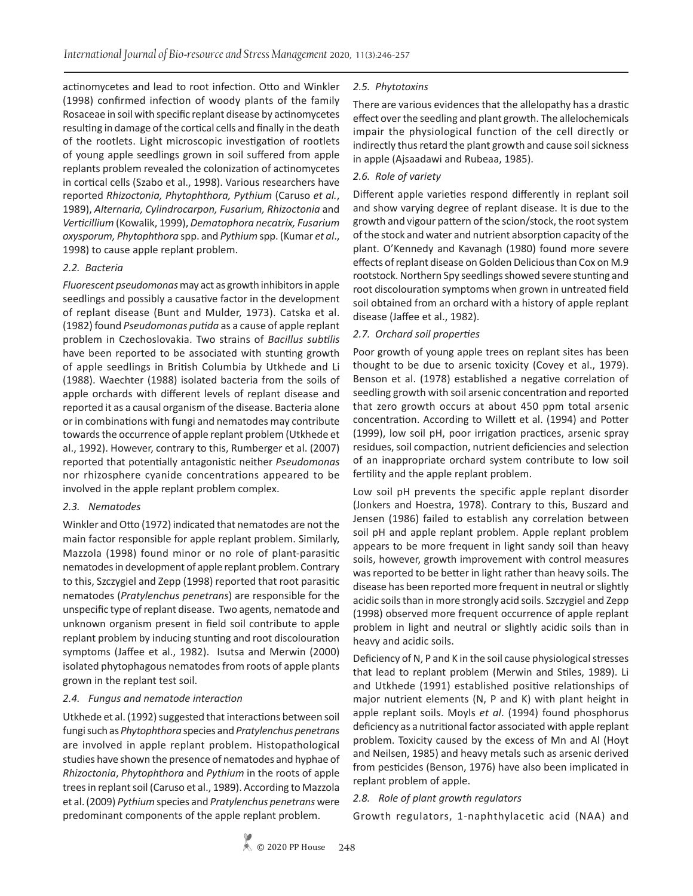actinomycetes and lead to root infection. Otto and Winkler (1998) confirmed infection of woody plants of the family Rosaceae in soil with specific replant disease by actinomycetes resulting in damage of the cortical cells and finally in the death of the rootlets. Light microscopic investigation of rootlets of young apple seedlings grown in soil suffered from apple replants problem revealed the colonization of actinomycetes in cortical cells (Szabo et al., 1998). Various researchers have reported *Rhizoctonia, Phytophthora, Pythium* (Caruso *et al.*, 1989), *Alternaria, Cylindrocarpon, Fusarium, Rhizoctonia* and *Verticillium* (Kowalik, 1999), *Dematophora necatrix, Fusarium oxysporum, Phytophthora* spp. and *Pythium* spp. (Kumar *et al*., 1998) to cause apple replant problem.

### *2.2. Bacteria*

*Fluorescent pseudomonas* may act as growth inhibitors in apple seedlings and possibly a causative factor in the development of replant disease (Bunt and Mulder, 1973). Catska et al. (1982) found *Pseudomonas putida* as a cause of apple replant problem in Czechoslovakia. Two strains of *Bacillus subtilis* have been reported to be associated with stunting growth of apple seedlings in British Columbia by Utkhede and Li (1988). Waechter (1988) isolated bacteria from the soils of apple orchards with different levels of replant disease and reported it as a causal organism of the disease. Bacteria alone or in combinations with fungi and nematodes may contribute towards the occurrence of apple replant problem (Utkhede et al., 1992). However, contrary to this, Rumberger et al. (2007) reported that potentially antagonistic neither *Pseudomonas* nor rhizosphere cyanide concentrations appeared to be involved in the apple replant problem complex.

### *2.3. Nematodes*

Winkler and Otto (1972) indicated that nematodes are not the main factor responsible for apple replant problem. Similarly, Mazzola (1998) found minor or no role of plant-parasitic nematodes in development of apple replant problem. Contrary to this, Szczygiel and Zepp (1998) reported that root parasitic nematodes (*Pratylenchus penetrans*) are responsible for the unspecific type of replant disease. Two agents, nematode and unknown organism present in field soil contribute to apple replant problem by inducing stunting and root discolouration symptoms (Jaffee et al., 1982). Isutsa and Merwin (2000) isolated phytophagous nematodes from roots of apple plants grown in the replant test soil.

### *2.4. Fungus and nematode interaction*

Utkhede et al. (1992) suggested that interactions between soil fungi such as *Phytophthora* species and *Pratylenchus penetrans* are involved in apple replant problem. Histopathological studies have shown the presence of nematodes and hyphae of *Rhizoctonia*, *Phytophthora* and *Pythium* in the roots of apple trees in replant soil (Caruso et al., 1989). According to Mazzola et al. (2009) *Pythium* species and *Pratylenchus penetrans* were predominant components of the apple replant problem.

### *2.5. Phytotoxins*

There are various evidences that the allelopathy has a drastic effect over the seedling and plant growth. The allelochemicals impair the physiological function of the cell directly or indirectly thus retard the plant growth and cause soil sickness in apple (Ajsaadawi and Rubeaa, 1985).

### *2.6. Role of variety*

Different apple varieties respond differently in replant soil and show varying degree of replant disease. It is due to the growth and vigour pattern of the scion/stock, the root system of the stock and water and nutrient absorption capacity of the plant. O'Kennedy and Kavanagh (1980) found more severe effects of replant disease on Golden Delicious than Cox on M.9 rootstock. Northern Spy seedlings showed severe stunting and root discolouration symptoms when grown in untreated field soil obtained from an orchard with a history of apple replant disease (Jaffee et al., 1982).

### *2.7. Orchard soil properties*

Poor growth of young apple trees on replant sites has been thought to be due to arsenic toxicity (Covey et al., 1979). Benson et al. (1978) established a negative correlation of seedling growth with soil arsenic concentration and reported that zero growth occurs at about 450 ppm total arsenic concentration. According to Willett et al. (1994) and Potter (1999), low soil pH, poor irrigation practices, arsenic spray residues, soil compaction, nutrient deficiencies and selection of an inappropriate orchard system contribute to low soil fertility and the apple replant problem.

Low soil pH prevents the specific apple replant disorder (Jonkers and Hoestra, 1978). Contrary to this, Buszard and Jensen (1986) failed to establish any correlation between soil pH and apple replant problem. Apple replant problem appears to be more frequent in light sandy soil than heavy soils, however, growth improvement with control measures was reported to be better in light rather than heavy soils. The disease has been reported more frequent in neutral or slightly acidic soils than in more strongly acid soils. Szczygiel and Zepp (1998) observed more frequent occurrence of apple replant problem in light and neutral or slightly acidic soils than in heavy and acidic soils.

Deficiency of N, P and K in the soil cause physiological stresses that lead to replant problem (Merwin and Stiles, 1989). Li and Utkhede (1991) established positive relationships of major nutrient elements (N, P and K) with plant height in apple replant soils. Moyls *et al*. (1994) found phosphorus deficiency as a nutritional factor associated with apple replant problem. Toxicity caused by the excess of Mn and Al (Hoyt and Neilsen, 1985) and heavy metals such as arsenic derived from pesticides (Benson, 1976) have also been implicated in replant problem of apple.

### *2.8. Role of plant growth regulators*

Growth regulators, 1-naphthylacetic acid (NAA) and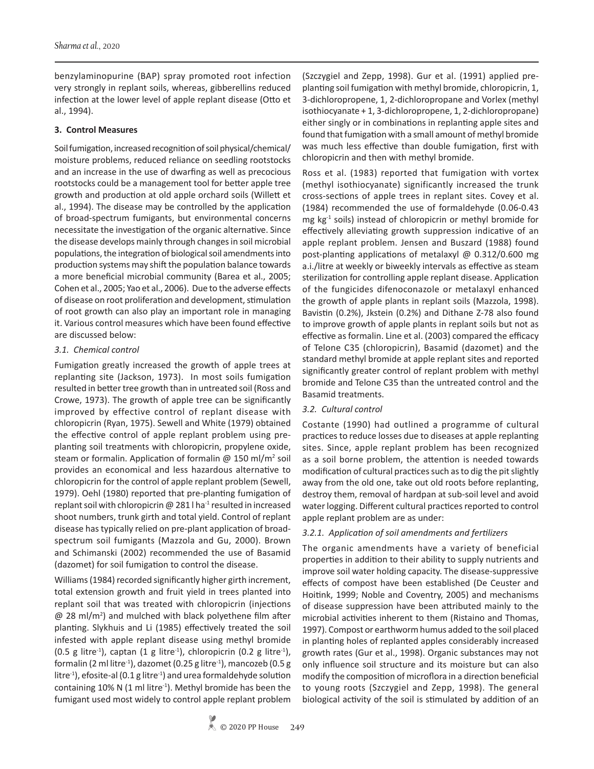benzylaminopurine (BAP) spray promoted root infection very strongly in replant soils, whereas, gibberellins reduced infection at the lower level of apple replant disease (Otto et al., 1994).

## 3. Control Measures

Soil fumigation, increased recognition of soil physical/chemical/moisture problems, reduced reliance on seedling rootstocks and an increase in the use of dwarfing as well as precocious rootstocks could be a management tool for better apple tree growth and production at old apple orchard soils (Willett et al., 1994). The disease may be controlled by the application of broad-spectrum fumigants, but environmental concerns necessitate the investigation of the organic alternative. Since the disease develops mainly through changes in soil microbial populations, the integration of biological soil amendments into production systems may shift the population balance towards a more beneficial microbial community (Barea et al., 2005; Cohen et al., 2005; Yao et al., 2006). Due to the adverse effects of disease on root proliferation and development, stimulation of root growth can also play an important role in managing it. Various control measures which have been found effective are discussed below:

### *3.1. Chemical control*

Fumigation greatly increased the growth of apple trees at replanting site (Jackson, 1973). In most soils fumigation resulted in better tree growth than in untreated soil (Ross and Crowe, 1973). The growth of apple tree can be significantly improved by effective control of replant disease with chloropicrin (Ryan, 1975). Sewell and White (1979) obtained the effective control of apple replant problem using pre-planting soil treatments with chloropicrin, propylene oxide, steam or formalin. Application of formalin @ 150 ml/$m^2$ soil provides an economical and less hazardous alternative to chloropicrin for the control of apple replant problem (Sewell, 1979). Oehl (1980) reported that pre-planting fumigation of replant soil with chloropicrin @ 281 l $ha^{-1}$ resulted in increased shoot numbers, trunk girth and total yield. Control of replant disease has typically relied on pre-plant application of broad-spectrum soil fumigants (Mazzola and Gu, 2000). Brown and Schimanski (2002) recommended the use of Basamid (dazomet) for soil fumigation to control the disease.

Williams (1984) recorded significantly higher girth increment, total extension growth and fruit yield in trees planted into replant soil that was treated with chloropicrin (injections @ 28 ml/$m^2$) and mulched with black polyethene film after planting. Slykhuis and Li (1985) effectively treated the soil infested with apple replant disease using methyl bromide (0.5 g $litre^{-1}$), captan (1 g $litre^{-1}$), chloropicrin (0.2 g $litre^{-1}$), formalin (2 ml $litre^{-1}$), dazomet (0.25 g $litre^{-1}$), mancozeb (0.5 g $litre^{-1}$), efosite-al (0.1 g $litre^{-1}$) and urea formaldehyde solution containing 10% N (1 ml $litre^{-1}$). Methyl bromide has been the fumigant used most widely to control apple replant problem (Szczygiel and Zepp, 1998). Gur et al. (1991) applied pre-planting soil fumigation with methyl bromide, chloropicrin, 1, 3-dichloropropene, 1, 2-dichloropropane and Vorlex (methyl isothiocyanate + 1, 3-dichloropropene, 1, 2-dichloropropane) either singly or in combinations in replanting apple sites and found that fumigation with a small amount of methyl bromide was much less effective than double fumigation, first with chloropicrin and then with methyl bromide.

Ross et al. (1983) reported that fumigation with vortex (methyl isothiocyanate) significantly increased the trunk cross-sections of apple trees in replant sites. Covey et al. (1984) recommended the use of formaldehyde (0.06-0.43 mg $kg^{-1}$ soils) instead of chloropicrin or methyl bromide for effectively alleviating growth suppression indicative of an apple replant problem. Jensen and Buszard (1988) found post-planting applications of metalaxyl @ 0.312/0.600 mg a.i./litre at weekly or biweekly intervals as effective as steam sterilization for controlling apple replant disease. Application of the fungicides difenoconazole or metalaxyl enhanced the growth of apple plants in replant soils (Mazzola, 1998). Bavistin (0.2%), Jkstein (0.2%) and Dithane Z-78 also found to improve growth of apple plants in replant soils but not as effective as formalin. Line et al. (2003) compared the efficacy of Telone C35 (chloropicrin), Basamid (dazomet) and the standard methyl bromide at apple replant sites and reported significantly greater control of replant problem with methyl bromide and Telone C35 than the untreated control and the Basamid treatments.

### *3.2. Cultural control*

Costante (1990) had outlined a programme of cultural practices to reduce losses due to diseases at apple replanting sites. Since, apple replant problem has been recognized as a soil borne problem, the attention is needed towards modification of cultural practices such as to dig the pit slightly away from the old one, take out old roots before replanting, destroy them, removal of hardpan at sub-soil level and avoid water logging. Different cultural practices reported to control apple replant problem are as under:

#### *3.2.1. Application of soil amendments and fertilizers*

The organic amendments have a variety of beneficial properties in addition to their ability to supply nutrients and improve soil water holding capacity. The disease-suppressive effects of compost have been established (De Ceuster and Hoitink, 1999; Noble and Coventry, 2005) and mechanisms of disease suppression have been attributed mainly to the microbial activities inherent to them (Ristaino and Thomas, 1997). Compost or earthworm humus added to the soil placed in planting holes of replanted apples considerably increased growth rates (Gur et al., 1998). Organic substances may not only influence soil structure and its moisture but can also modify the composition of microflora in a direction beneficial to young roots (Szczygiel and Zepp, 1998). The general biological activity of the soil is stimulated by addition of an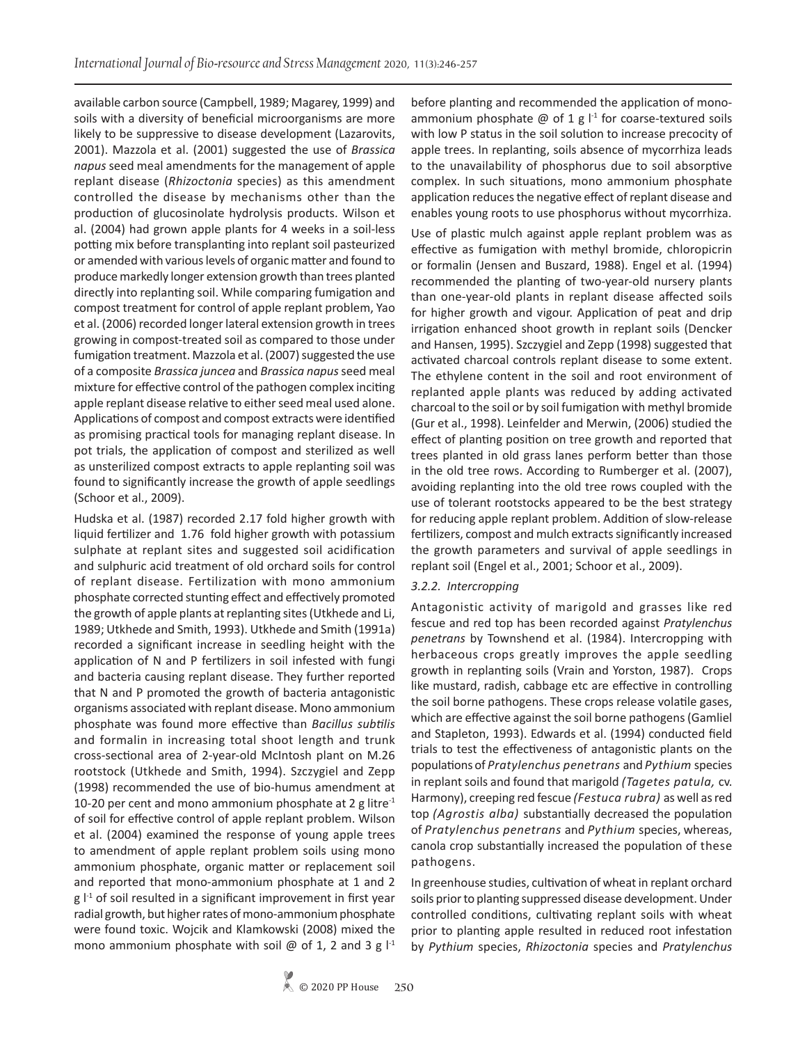available carbon source (Campbell, 1989; Magarey, 1999) and soils with a diversity of beneficial microorganisms are more likely to be suppressive to disease development (Lazarovits, 2001). Mazzola et al. (2001) suggested the use of *Brassica napus* seed meal amendments for the management of apple replant disease (*Rhizoctonia* species) as this amendment controlled the disease by mechanisms other than the production of glucosinolate hydrolysis products. Wilson et al. (2004) had grown apple plants for 4 weeks in a soil-less potting mix before transplanting into replant soil pasteurized or amended with various levels of organic matter and found to produce markedly longer extension growth than trees planted directly into replanting soil. While comparing fumigation and compost treatment for control of apple replant problem, Yao et al. (2006) recorded longer lateral extension growth in trees growing in compost-treated soil as compared to those under fumigation treatment. Mazzola et al. (2007) suggested the use of a composite *Brassica juncea* and *Brassica napus* seed meal mixture for effective control of the pathogen complex inciting apple replant disease relative to either seed meal used alone. Applications of compost and compost extracts were identified as promising practical tools for managing replant disease. In pot trials, the application of compost and sterilized as well as unsterilized compost extracts to apple replanting soil was found to significantly increase the growth of apple seedlings (Schoor et al., 2009).

Hudska et al. (1987) recorded 2.17 fold higher growth with liquid fertilizer and 1.76 fold higher growth with potassium sulphate at replant sites and suggested soil acidification and sulphuric acid treatment of old orchard soils for control of replant disease. Fertilization with mono ammonium phosphate corrected stunting effect and effectively promoted the growth of apple plants at replanting sites (Utkhede and Li, 1989; Utkhede and Smith, 1993). Utkhede and Smith (1991a) recorded a significant increase in seedling height with the application of N and P fertilizers in soil infested with fungi and bacteria causing replant disease. They further reported that N and P promoted the growth of bacteria antagonistic organisms associated with replant disease. Mono ammonium phosphate was found more effective than *Bacillus subtilis* and formalin in increasing total shoot length and trunk cross-sectional area of 2-year-old McIntosh plant on M.26 rootstock (Utkhede and Smith, 1994). Szczygiel and Zepp (1998) recommended the use of bio-humus amendment at 10-20 per cent and mono ammonium phosphate at 2 g litre$^{-1}$ of soil for effective control of apple replant problem. Wilson et al. (2004) examined the response of young apple trees to amendment of apple replant problem soils using mono ammonium phosphate, organic matter or replacement soil and reported that mono-ammonium phosphate at 1 and 2 g l$^{-1}$ of soil resulted in a significant improvement in first year radial growth, but higher rates of mono-ammonium phosphate were found toxic. Wojcik and Klamkowski (2008) mixed the mono ammonium phosphate with soil @ of 1, 2 and 3 g l$^{-1}$ before planting and recommended the application of mono-ammonium phosphate @ of 1 g l$^{-1}$ for coarse-textured soils with low P status in the soil solution to increase precocity of apple trees. In replanting, soils absence of mycorrhiza leads to the unavailability of phosphorus due to soil absorptive complex. In such situations, mono ammonium phosphate application reduces the negative effect of replant disease and enables young roots to use phosphorus without mycorrhiza.

Use of plastic mulch against apple replant problem was as effective as fumigation with methyl bromide, chloropicrin or formalin (Jensen and Buszard, 1988). Engel et al. (1994) recommended the planting of two-year-old nursery plants than one-year-old plants in replant disease affected soils for higher growth and vigour. Application of peat and drip irrigation enhanced shoot growth in replant soils (Dencker and Hansen, 1995). Szczygiel and Zepp (1998) suggested that activated charcoal controls replant disease to some extent. The ethylene content in the soil and root environment of replanted apple plants was reduced by adding activated charcoal to the soil or by soil fumigation with methyl bromide (Gur et al., 1998). Leinfelder and Merwin, (2006) studied the effect of planting position on tree growth and reported that trees planted in old grass lanes perform better than those in the old tree rows. According to Rumberger et al. (2007), avoiding replanting into the old tree rows coupled with the use of tolerant rootstocks appeared to be the best strategy for reducing apple replant problem. Addition of slow-release fertilizers, compost and mulch extracts significantly increased the growth parameters and survival of apple seedlings in replant soil (Engel et al., 2001; Schoor et al., 2009).

#### *3.2.2. Intercropping*

Antagonistic activity of marigold and grasses like red fescue and red top has been recorded against *Pratylenchus penetrans* by Townshend et al. (1984). Intercropping with herbaceous crops greatly improves the apple seedling growth in replanting soils (Vrain and Yorston, 1987). Crops like mustard, radish, cabbage etc are effective in controlling the soil borne pathogens. These crops release volatile gases, which are effective against the soil borne pathogens (Gamliel and Stapleton, 1993). Edwards et al. (1994) conducted field trials to test the effectiveness of antagonistic plants on the populations of *Pratylenchus penetrans* and *Pythium* species in replant soils and found that marigold *(Tagetes patula,* cv. Harmony), creeping red fescue *(Festuca rubra)* as well as red top *(Agrostis alba)* substantially decreased the population of *Pratylenchus penetrans* and *Pythium* species, whereas, canola crop substantially increased the population of these pathogens.

In greenhouse studies, cultivation of wheat in replant orchard soils prior to planting suppressed disease development. Under controlled conditions, cultivating replant soils with wheat prior to planting apple resulted in reduced root infestation by *Pythium* species, *Rhizoctonia* species and *Pratylenchus*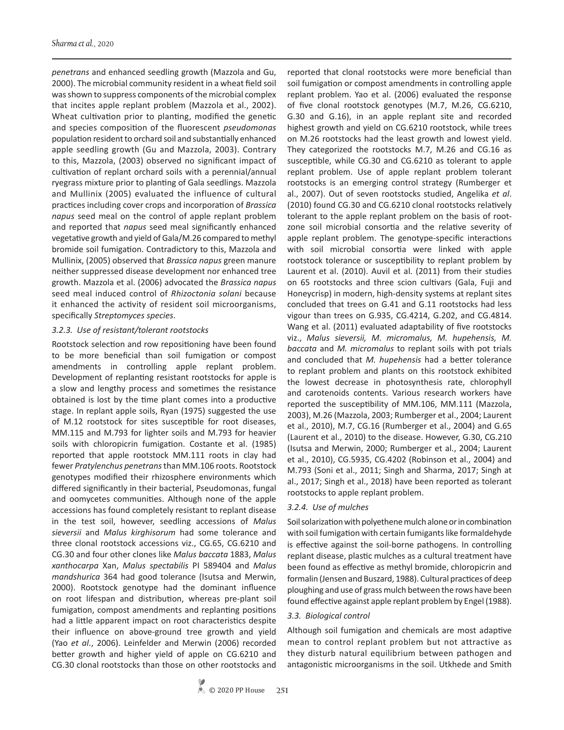*penetrans* and enhanced seedling growth (Mazzola and Gu, 2000). The microbial community resident in a wheat field soil was shown to suppress components of the microbial complex that incites apple replant problem (Mazzola et al., 2002). Wheat cultivation prior to planting, modified the genetic and species composition of the fluorescent *pseudomonas* population resident to orchard soil and substantially enhanced apple seedling growth (Gu and Mazzola, 2003). Contrary to this, Mazzola, (2003) observed no significant impact of cultivation of replant orchard soils with a perennial/annual ryegrass mixture prior to planting of Gala seedlings. Mazzola and Mullinix (2005) evaluated the influence of cultural practices including cover crops and incorporation of *Brassica napus* seed meal on the control of apple replant problem and reported that *napus* seed meal significantly enhanced vegetative growth and yield of Gala/M.26 compared to methyl bromide soil fumigation. Contradictory to this, Mazzola and Mullinix, (2005) observed that *Brassica napus* green manure neither suppressed disease development nor enhanced tree growth. Mazzola et al. (2006) advocated the *Brassica napus* seed meal induced control of *Rhizoctonia solani* because it enhanced the activity of resident soil microorganisms, specifically *Streptomyces species*.

### *3.2.3. Use of resistant/tolerant rootstocks*

Rootstock selection and row repositioning have been found to be more beneficial than soil fumigation or compost amendments in controlling apple replant problem. Development of replanting resistant rootstocks for apple is a slow and lengthy process and sometimes the resistance obtained is lost by the time plant comes into a productive stage. In replant apple soils, Ryan (1975) suggested the use of M.12 rootstock for sites susceptible for root diseases, MM.115 and M.793 for lighter soils and M.793 for heavier soils with chloropicrin fumigation. Costante et al. (1985) reported that apple rootstock MM.111 roots in clay had fewer *Pratylenchus penetrans* than MM.106 roots. Rootstock genotypes modified their rhizosphere environments which differed significantly in their bacterial, Pseudomonas, fungal and oomycetes communities. Although none of the apple accessions has found completely resistant to replant disease in the test soil, however, seedling accessions of *Malus sieversii* and *Malus kirghisorum* had some tolerance and three clonal rootstock accessions viz., CG.65, CG.6210 and CG.30 and four other clones like *Malus baccata* 1883, *Malus xanthocarpa* Xan, *Malus spectabilis* PI 589404 and *Malus mandshurica* 364 had good tolerance (Isutsa and Merwin, 2000). Rootstock genotype had the dominant influence on root lifespan and distribution, whereas pre-plant soil fumigation, compost amendments and replanting positions had a little apparent impact on root characteristics despite their influence on above-ground tree growth and yield (Yao *et al*., 2006). Leinfelder and Merwin (2006) recorded better growth and higher yield of apple on CG.6210 and CG.30 clonal rootstocks than those on other rootstocks and reported that clonal rootstocks were more beneficial than soil fumigation or compost amendments in controlling apple replant problem. Yao et al. (2006) evaluated the response of five clonal rootstock genotypes (M.7, M.26, CG.6210, G.30 and G.16), in an apple replant site and recorded highest growth and yield on CG.6210 rootstock, while trees on M.26 rootstocks had the least growth and lowest yield. They categorized the rootstocks M.7, M.26 and CG.16 as susceptible, while CG.30 and CG.6210 as tolerant to apple replant problem. Use of apple replant problem tolerant rootstocks is an emerging control strategy (Rumberger et al., 2007). Out of seven rootstocks studied, Angelika *et al*. (2010) found CG.30 and CG.6210 clonal rootstocks relatively tolerant to the apple replant problem on the basis of root-zone soil microbial consortia and the relative severity of apple replant problem. The genotype-specific interactions with soil microbial consortia were linked with apple rootstock tolerance or susceptibility to replant problem by Laurent et al. (2010). Auvil et al. (2011) from their studies on 65 rootstocks and three scion cultivars (Gala, Fuji and Honeycrisp) in modern, high-density systems at replant sites concluded that trees on G.41 and G.11 rootstocks had less vigour than trees on G.935, CG.4214, G.202, and CG.4814. Wang et al. (2011) evaluated adaptability of five rootstocks viz., *Malus sieversii, M. micromalus, M. hupehensis, M. baccata* and *M. micromalus* to replant soils with pot trials and concluded that *M. hupehensis* had a better tolerance to replant problem and plants on this rootstock exhibited the lowest decrease in photosynthesis rate, chlorophyll and carotenoids contents. Various research workers have reported the susceptibility of MM.106, MM.111 (Mazzola, 2003), M.26 (Mazzola, 2003; Rumberger et al., 2004; Laurent et al., 2010), M.7, CG.16 (Rumberger et al., 2004) and G.65 (Laurent et al., 2010) to the disease. However, G.30, CG.210 (Isutsa and Merwin, 2000; Rumberger et al., 2004; Laurent et al., 2010), CG.5935, CG.4202 (Robinson et al., 2004) and M.793 (Soni et al., 2011; Singh and Sharma, 2017; Singh at al., 2017; Singh et al., 2018) have been reported as tolerant rootstocks to apple replant problem.

### *3.2.4. Use of mulches*

Soil solarization with polyethene mulch alone or in combination with soil fumigation with certain fumigants like formaldehyde is effective against the soil-borne pathogens. In controlling replant disease, plastic mulches as a cultural treatment have been found as effective as methyl bromide, chloropicrin and formalin (Jensen and Buszard, 1988). Cultural practices of deep ploughing and use of grass mulch between the rows have been found effective against apple replant problem by Engel (1988).

### *3.3. Biological control*

Although soil fumigation and chemicals are most adaptive mean to control replant problem but not attractive as they disturb natural equilibrium between pathogen and antagonistic microorganisms in the soil. Utkhede and Smith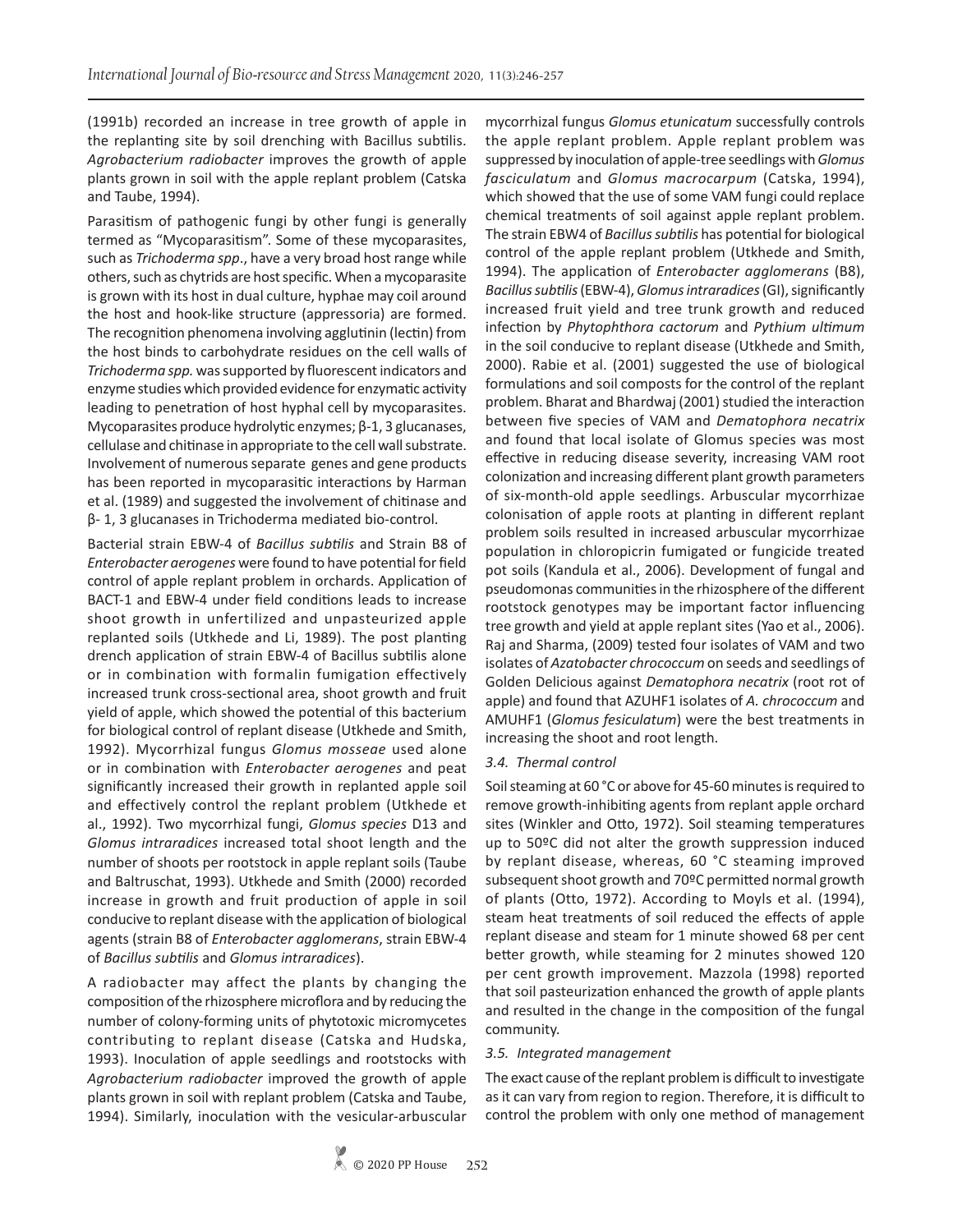(1991b) recorded an increase in tree growth of apple in the replanting site by soil drenching with Bacillus subtilis. *Agrobacterium radiobacter* improves the growth of apple plants grown in soil with the apple replant problem (Catska and Taube, 1994).

Parasitism of pathogenic fungi by other fungi is generally termed as "Mycoparasitism". Some of these mycoparasites, such as *Trichoderma spp*., have a very broad host range while others, such as chytrids are host specific. When a mycoparasite is grown with its host in dual culture, hyphae may coil around the host and hook-like structure (appressoria) are formed. The recognition phenomena involving agglutinin (lectin) from the host binds to carbohydrate residues on the cell walls of *Trichoderma spp.* was supported by fluorescent indicators and enzyme studies which provided evidence for enzymatic activity leading to penetration of host hyphal cell by mycoparasites. Mycoparasites produce hydrolytic enzymes; β-1, 3 glucanases, cellulase and chitinase in appropriate to the cell wall substrate. Involvement of numerous separate genes and gene products has been reported in mycoparasitic interactions by Harman et al. (1989) and suggested the involvement of chitinase and β- 1, 3 glucanases in Trichoderma mediated bio-control.

Bacterial strain EBW-4 of *Bacillus subtilis* and Strain B8 of *Enterobacter aerogenes* were found to have potential for field control of apple replant problem in orchards. Application of BACT-1 and EBW-4 under field conditions leads to increase shoot growth in unfertilized and unpasteurized apple replanted soils (Utkhede and Li, 1989). The post planting drench application of strain EBW-4 of Bacillus subtilis alone or in combination with formalin fumigation effectively increased trunk cross-sectional area, shoot growth and fruit yield of apple, which showed the potential of this bacterium for biological control of replant disease (Utkhede and Smith, 1992). Mycorrhizal fungus *Glomus mosseae* used alone or in combination with *Enterobacter aerogenes* and peat significantly increased their growth in replanted apple soil and effectively control the replant problem (Utkhede et al., 1992). Two mycorrhizal fungi, *Glomus species* D13 and *Glomus intraradices* increased total shoot length and the number of shoots per rootstock in apple replant soils (Taube and Baltruschat, 1993). Utkhede and Smith (2000) recorded increase in growth and fruit production of apple in soil conducive to replant disease with the application of biological agents (strain B8 of *Enterobacter agglomerans*, strain EBW-4 of *Bacillus subtilis* and *Glomus intraradices*).

A radiobacter may affect the plants by changing the composition of the rhizosphere microflora and by reducing the number of colony-forming units of phytotoxic micromycetes contributing to replant disease (Catska and Hudska, 1993). Inoculation of apple seedlings and rootstocks with *Agrobacterium radiobacter* improved the growth of apple plants grown in soil with replant problem (Catska and Taube, 1994). Similarly, inoculation with the vesicular-arbuscular mycorrhizal fungus *Glomus etunicatum* successfully controls the apple replant problem. Apple replant problem was suppressed by inoculation of apple-tree seedlings with *Glomus fasciculatum* and *Glomus macrocarpum* (Catska, 1994), which showed that the use of some VAM fungi could replace chemical treatments of soil against apple replant problem. The strain EBW4 of *Bacillus subtilis* has potential for biological control of the apple replant problem (Utkhede and Smith, 1994). The application of *Enterobacter agglomerans* (B8), *Bacillus subtilis* (EBW-4), *Glomus intraradices* (GI), significantly increased fruit yield and tree trunk growth and reduced infection by *Phytophthora cactorum* and *Pythium ultimum* in the soil conducive to replant disease (Utkhede and Smith, 2000). Rabie et al. (2001) suggested the use of biological formulations and soil composts for the control of the replant problem. Bharat and Bhardwaj (2001) studied the interaction between five species of VAM and *Dematophora necatrix* and found that local isolate of Glomus species was most effective in reducing disease severity, increasing VAM root colonization and increasing different plant growth parameters of six-month-old apple seedlings. Arbuscular mycorrhizae colonisation of apple roots at planting in different replant problem soils resulted in increased arbuscular mycorrhizae population in chloropicrin fumigated or fungicide treated pot soils (Kandula et al., 2006). Development of fungal and pseudomonas communities in the rhizosphere of the different rootstock genotypes may be important factor influencing tree growth and yield at apple replant sites (Yao et al., 2006). Raj and Sharma, (2009) tested four isolates of VAM and two isolates of *Azatobacter chrococcum* on seeds and seedlings of Golden Delicious against *Dematophora necatrix* (root rot of apple) and found that AZUHF1 isolates of *A. chrococcum* and AMUHF1 (*Glomus fesiculatum*) were the best treatments in increasing the shoot and root length.

### *3.4. Thermal control*

Soil steaming at 60 °C or above for 45-60 minutes is required to remove growth-inhibiting agents from replant apple orchard sites (Winkler and Otto, 1972). Soil steaming temperatures up to 50ºC did not alter the growth suppression induced by replant disease, whereas, 60 °C steaming improved subsequent shoot growth and 70ºC permitted normal growth of plants (Otto, 1972). According to Moyls et al. (1994), steam heat treatments of soil reduced the effects of apple replant disease and steam for 1 minute showed 68 per cent better growth, while steaming for 2 minutes showed 120 per cent growth improvement. Mazzola (1998) reported that soil pasteurization enhanced the growth of apple plants and resulted in the change in the composition of the fungal community.

### *3.5. Integrated management*

The exact cause of the replant problem is difficult to investigate as it can vary from region to region. Therefore, it is difficult to control the problem with only one method of management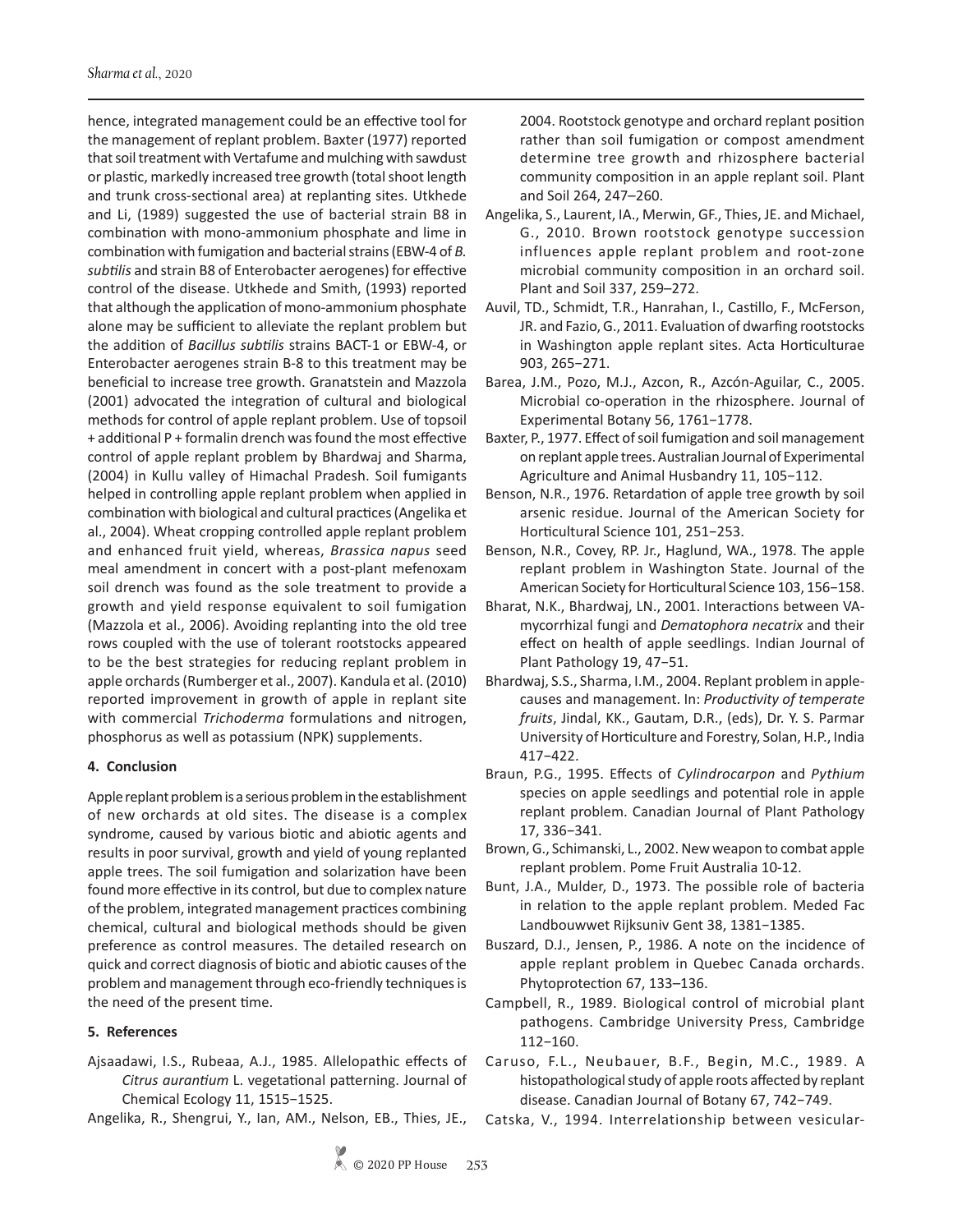hence, integrated management could be an effective tool for the management of replant problem. Baxter (1977) reported that soil treatment with Vertafume and mulching with sawdust or plastic, markedly increased tree growth (total shoot length and trunk cross-sectional area) at replanting sites. Utkhede and Li, (1989) suggested the use of bacterial strain B8 in combination with mono-ammonium phosphate and lime in combination with fumigation and bacterial strains (EBW-4 of *B. subtilis* and strain B8 of Enterobacter aerogenes) for effective control of the disease. Utkhede and Smith, (1993) reported that although the application of mono-ammonium phosphate alone may be sufficient to alleviate the replant problem but the addition of *Bacillus subtilis* strains BACT-1 or EBW-4, or Enterobacter aerogenes strain B-8 to this treatment may be beneficial to increase tree growth. Granatstein and Mazzola (2001) advocated the integration of cultural and biological methods for control of apple replant problem. Use of topsoil + additional P + formalin drench was found the most effective control of apple replant problem by Bhardwaj and Sharma, (2004) in Kullu valley of Himachal Pradesh. Soil fumigants helped in controlling apple replant problem when applied in combination with biological and cultural practices (Angelika et al., 2004). Wheat cropping controlled apple replant problem and enhanced fruit yield, whereas, *Brassica napus* seed meal amendment in concert with a post-plant mefenoxam soil drench was found as the sole treatment to provide a growth and yield response equivalent to soil fumigation (Mazzola et al., 2006). Avoiding replanting into the old tree rows coupled with the use of tolerant rootstocks appeared to be the best strategies for reducing replant problem in apple orchards (Rumberger et al., 2007). Kandula et al. (2010) reported improvement in growth of apple in replant site with commercial *Trichoderma* formulations and nitrogen, phosphorus as well as potassium (NPK) supplements.

## 4. Conclusion

Apple replant problem is a serious problem in the establishment of new orchards at old sites. The disease is a complex syndrome, caused by various biotic and abiotic agents and results in poor survival, growth and yield of young replanted apple trees. The soil fumigation and solarization have been found more effective in its control, but due to complex nature of the problem, integrated management practices combining chemical, cultural and biological methods should be given preference as control measures. The detailed research on quick and correct diagnosis of biotic and abiotic causes of the problem and management through eco-friendly techniques is the need of the present time.

## 5. References

Ajsaadawi, I.S., Rubeaa, A.J., 1985. Allelopathic effects of *Citrus aurantium* L. vegetational patterning. Journal of Chemical Ecology 11, 1515−1525.

Angelika, R., Shengrui, Y., Ian, AM., Nelson, EB., Thies, JE., 2004. Rootstock genotype and orchard replant position rather than soil fumigation or compost amendment determine tree growth and rhizosphere bacterial community composition in an apple replant soil. Plant and Soil 264, 247–260.

Angelika, S., Laurent, IA., Merwin, GF., Thies, JE. and Michael, G., 2010. Brown rootstock genotype succession influences apple replant problem and root-zone microbial community composition in an orchard soil. Plant and Soil 337, 259–272.

Auvil, TD., Schmidt, T.R., Hanrahan, I., Castillo, F., McFerson, JR. and Fazio, G., 2011. Evaluation of dwarfing rootstocks in Washington apple replant sites. Acta Horticulturae 903, 265−271.

Barea, J.M., Pozo, M.J., Azcon, R., Azcón-Aguilar, C., 2005. Microbial co-operation in the rhizosphere. Journal of Experimental Botany 56, 1761−1778.

Baxter, P., 1977. Effect of soil fumigation and soil management on replant apple trees. Australian Journal of Experimental Agriculture and Animal Husbandry 11, 105−112.

Benson, N.R., 1976. Retardation of apple tree growth by soil arsenic residue. Journal of the American Society for Horticultural Science 101, 251−253.

Benson, N.R., Covey, RP. Jr., Haglund, WA., 1978. The apple replant problem in Washington State. Journal of the American Society for Horticultural Science 103, 156−158.

Bharat, N.K., Bhardwaj, LN., 2001. Interactions between VA-mycorrhizal fungi and *Dematophora necatrix* and their effect on health of apple seedlings. Indian Journal of Plant Pathology 19, 47−51.

Bhardwaj, S.S., Sharma, I.M., 2004. Replant problem in apple-causes and management. In: *Productivity of temperate fruits*, Jindal, KK., Gautam, D.R., (eds), Dr. Y. S. Parmar University of Horticulture and Forestry, Solan, H.P., India 417−422.

Braun, P.G., 1995. Effects of *Cylindrocarpon* and *Pythium* species on apple seedlings and potential role in apple replant problem. Canadian Journal of Plant Pathology 17, 336−341.

Brown, G., Schimanski, L., 2002. New weapon to combat apple replant problem. Pome Fruit Australia 10-12.

Bunt, J.A., Mulder, D., 1973. The possible role of bacteria in relation to the apple replant problem. Meded Fac Landbouwwet Rijksuniv Gent 38, 1381−1385.

Buszard, D.J., Jensen, P., 1986. A note on the incidence of apple replant problem in Quebec Canada orchards. Phytoprotection 67, 133–136.

Campbell, R., 1989. Biological control of microbial plant pathogens. Cambridge University Press, Cambridge 112−160.

Caruso, F.L., Neubauer, B.F., Begin, M.C., 1989. A histopathological study of apple roots affected by replant disease. Canadian Journal of Botany 67, 742−749.

Catska, V., 1994. Interrelationship between vesicular-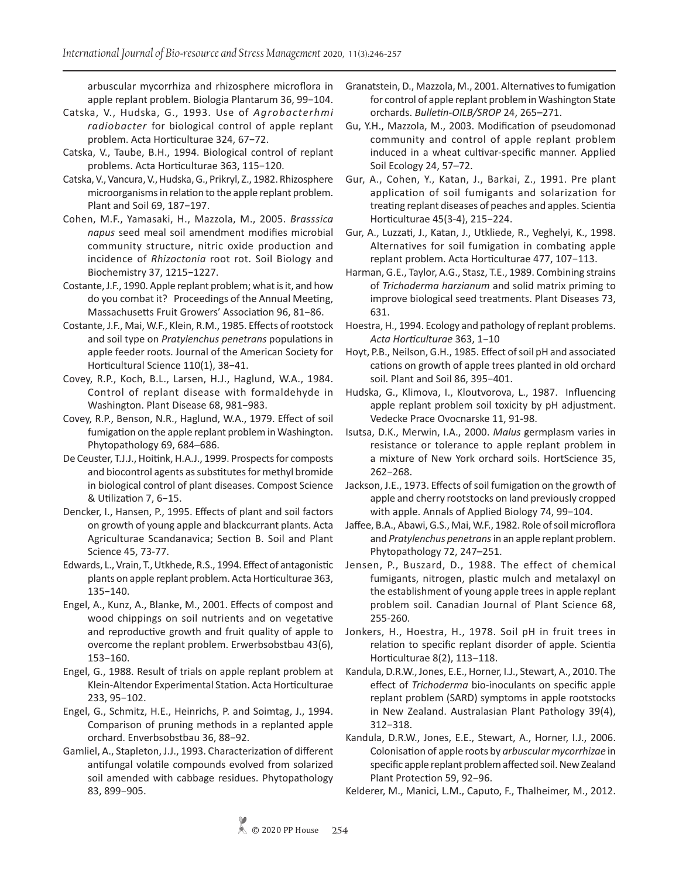arbuscular mycorrhiza and rhizosphere microflora in apple replant problem. Biologia Plantarum 36, 99−104.

Catska, V., Hudska, G., 1993. Use of *Agrobacterhmi radiobacter* for biological control of apple replant problem. Acta Horticulturae 324, 67−72.

Catska, V., Taube, B.H., 1994. Biological control of replant problems. Acta Horticulturae 363, 115−120.

Catska, V., Vancura, V., Hudska, G., Prikryl, Z., 1982. Rhizosphere microorganisms in relation to the apple replant problem. Plant and Soil 69, 187−197.

Cohen, M.F., Yamasaki, H., Mazzola, M., 2005. *Brasssica napus* seed meal soil amendment modifies microbial community structure, nitric oxide production and incidence of *Rhizoctonia* root rot. Soil Biology and Biochemistry 37, 1215−1227.

Costante, J.F., 1990. Apple replant problem; what is it, and how do you combat it? Proceedings of the Annual Meeting, Massachusetts Fruit Growers' Association 96, 81−86.

Costante, J.F., Mai, W.F., Klein, R.M., 1985. Effects of rootstock and soil type on *Pratylenchus penetrans* populations in apple feeder roots. Journal of the American Society for Horticultural Science 110(1), 38−41.

Covey, R.P., Koch, B.L., Larsen, H.J., Haglund, W.A., 1984. Control of replant disease with formaldehyde in Washington. Plant Disease 68, 981−983.

Covey, R.P., Benson, N.R., Haglund, W.A., 1979. Effect of soil fumigation on the apple replant problem in Washington. Phytopathology 69, 684–686.

De Ceuster, T.J.J., Hoitink, H.A.J., 1999. Prospects for composts and biocontrol agents as substitutes for methyl bromide in biological control of plant diseases. Compost Science & Utilization 7, 6−15.

Dencker, I., Hansen, P., 1995. Effects of plant and soil factors on growth of young apple and blackcurrant plants. Acta Agriculturae Scandanavica; Section B. Soil and Plant Science 45, 73-77.

Edwards, L., Vrain, T., Utkhede, R.S., 1994. Effect of antagonistic plants on apple replant problem. Acta Horticulturae 363, 135−140.

Engel, A., Kunz, A., Blanke, M., 2001. Effects of compost and wood chippings on soil nutrients and on vegetative and reproductive growth and fruit quality of apple to overcome the replant problem. Erwerbsobstbau 43(6), 153−160.

Engel, G., 1988. Result of trials on apple replant problem at Klein-Altendor Experimental Station. Acta Horticulturae 233, 95−102.

Engel, G., Schmitz, H.E., Heinrichs, P. and Soimtag, J., 1994. Comparison of pruning methods in a replanted apple orchard. Enverbsobstbau 36, 88−92.

Gamliel, A., Stapleton, J.J., 1993. Characterization of different antifungal volatile compounds evolved from solarized soil amended with cabbage residues. Phytopathology 83, 899−905.

Granatstein, D., Mazzola, M., 2001. Alternatives to fumigation for control of apple replant problem in Washington State orchards. *Bulletin-OILB/SROP* 24, 265–271.

Gu, Y.H., Mazzola, M., 2003. Modification of pseudomonad community and control of apple replant problem induced in a wheat cultivar-specific manner. Applied Soil Ecology 24, 57–72.

Gur, A., Cohen, Y., Katan, J., Barkai, Z., 1991. Pre plant application of soil fumigants and solarization for treating replant diseases of peaches and apples. Scientia Horticulturae 45(3-4), 215−224.

Gur, A., Luzzati, J., Katan, J., Utkliede, R., Veghelyi, K., 1998. Alternatives for soil fumigation in combating apple replant problem. Acta Horticulturae 477, 107−113.

Harman, G.E., Taylor, A.G., Stasz, T.E., 1989. Combining strains of *Trichoderma harzianum* and solid matrix priming to improve biological seed treatments. Plant Diseases 73, 631.

Hoestra, H., 1994. Ecology and pathology of replant problems. *Acta Horticulturae* 363, 1−10

Hoyt, P.B., Neilson, G.H., 1985. Effect of soil pH and associated cations on growth of apple trees planted in old orchard soil. Plant and Soil 86, 395−401.

Hudska, G., Klimova, I., Kloutvorova, L., 1987. Influencing apple replant problem soil toxicity by pH adjustment. Vedecke Prace Ovocnarske 11, 91-98.

Isutsa, D.K., Merwin, I.A., 2000. *Malus* germplasm varies in resistance or tolerance to apple replant problem in a mixture of New York orchard soils. HortScience 35, 262−268.

Jackson, J.E., 1973. Effects of soil fumigation on the growth of apple and cherry rootstocks on land previously cropped with apple. Annals of Applied Biology 74, 99−104.

Jaffee, B.A., Abawi, G.S., Mai, W.F., 1982. Role of soil microflora and *Pratylenchus penetrans* in an apple replant problem. Phytopathology 72, 247–251.

Jensen, P., Buszard, D., 1988. The effect of chemical fumigants, nitrogen, plastic mulch and metalaxyl on the establishment of young apple trees in apple replant problem soil. Canadian Journal of Plant Science 68, 255-260.

Jonkers, H., Hoestra, H., 1978. Soil pH in fruit trees in relation to specific replant disorder of apple. Scientia Horticulturae 8(2), 113−118.

Kandula, D.R.W., Jones, E.E., Horner, I.J., Stewart, A., 2010. The effect of *Trichoderma* bio-inoculants on specific apple replant problem (SARD) symptoms in apple rootstocks in New Zealand. Australasian Plant Pathology 39(4), 312−318.

Kandula, D.R.W., Jones, E.E., Stewart, A., Horner, I.J., 2006. Colonisation of apple roots by *arbuscular mycorrhizae* in specific apple replant problem affected soil. New Zealand Plant Protection 59, 92−96.

Kelderer, M., Manici, L.M., Caputo, F., Thalheimer, M., 2012.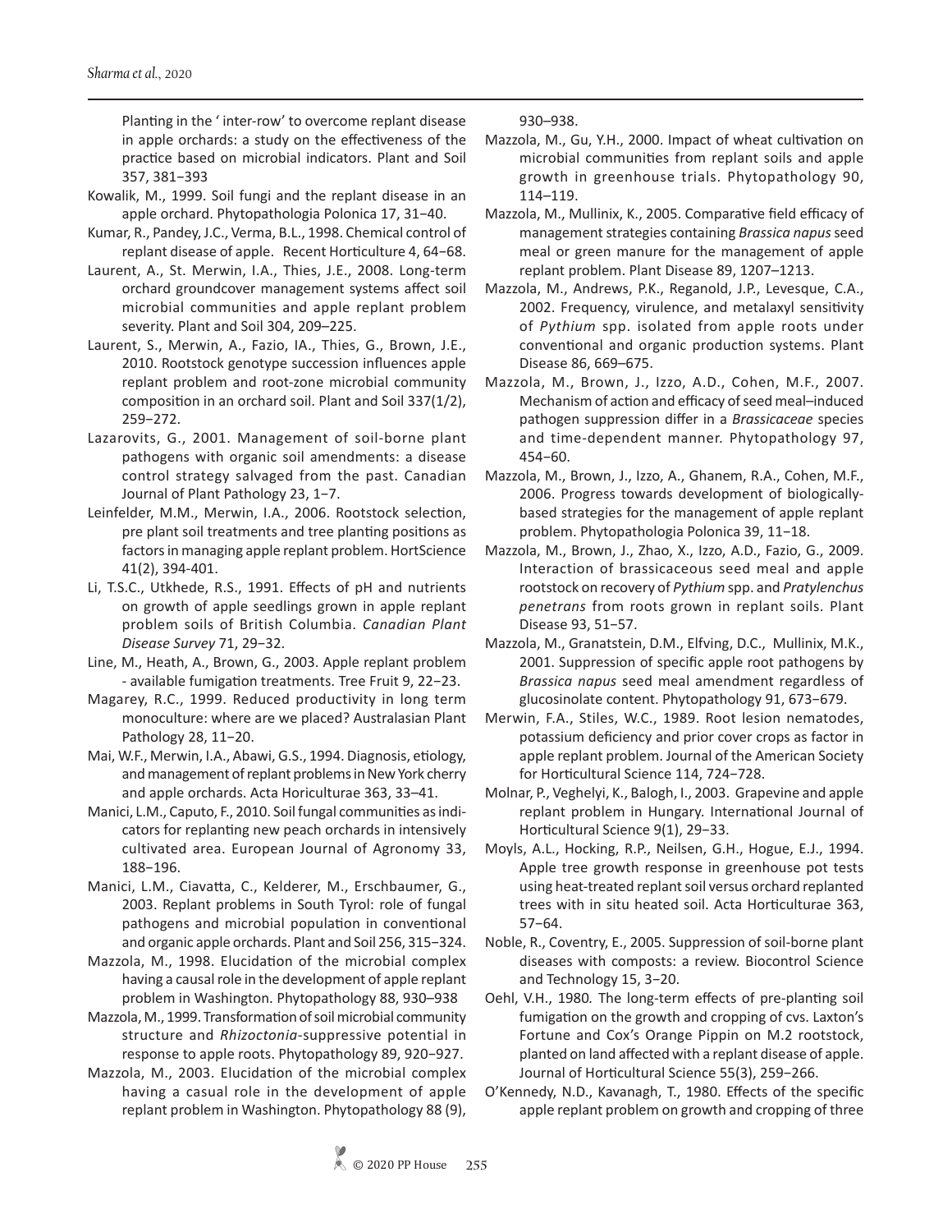Planting in the ' inter-row' to overcome replant disease in apple orchards: a study on the effectiveness of the practice based on microbial indicators. Plant and Soil 357, 381−393

Kowalik, M., 1999. Soil fungi and the replant disease in an apple orchard. Phytopathologia Polonica 17, 31−40.

Kumar, R., Pandey, J.C., Verma, B.L., 1998. Chemical control of replant disease of apple. Recent Horticulture 4, 64−68.

Laurent, A., St. Merwin, I.A., Thies, J.E., 2008. Long-term orchard groundcover management systems affect soil microbial communities and apple replant problem severity. Plant and Soil 304, 209–225.

Laurent, S., Merwin, A., Fazio, IA., Thies, G., Brown, J.E., 2010. Rootstock genotype succession influences apple replant problem and root-zone microbial community composition in an orchard soil. Plant and Soil 337(1/2), 259−272.

Lazarovits, G., 2001. Management of soil-borne plant pathogens with organic soil amendments: a disease control strategy salvaged from the past. Canadian Journal of Plant Pathology 23, 1−7.

Leinfelder, M.M., Merwin, I.A., 2006. Rootstock selection, pre plant soil treatments and tree planting positions as factors in managing apple replant problem. HortScience 41(2), 394-401.

Li, T.S.C., Utkhede, R.S., 1991. Effects of pH and nutrients on growth of apple seedlings grown in apple replant problem soils of British Columbia. *Canadian Plant Disease Survey* 71, 29−32.

Line, M., Heath, A., Brown, G., 2003. Apple replant problem - available fumigation treatments. Tree Fruit 9, 22−23.

Magarey, R.C., 1999. Reduced productivity in long term monoculture: where are we placed? Australasian Plant Pathology 28, 11−20.

Mai, W.F., Merwin, I.A., Abawi, G.S., 1994. Diagnosis, etiology, and management of replant problems in New York cherry and apple orchards. Acta Horiculturae 363, 33–41.

Manici, L.M., Caputo, F., 2010. Soil fungal communities as indicators for replanting new peach orchards in intensively cultivated area. European Journal of Agronomy 33, 188−196.

Manici, L.M., Ciavatta, C., Kelderer, M., Erschbaumer, G., 2003. Replant problems in South Tyrol: role of fungal pathogens and microbial population in conventional and organic apple orchards. Plant and Soil 256, 315−324.

Mazzola, M., 1998. Elucidation of the microbial complex having a causal role in the development of apple replant problem in Washington. Phytopathology 88, 930–938

Mazzola, M., 1999. Transformation of soil microbial community structure and *Rhizoctonia*-suppressive potential in response to apple roots. Phytopathology 89, 920−927.

Mazzola, M., 2003. Elucidation of the microbial complex having a casual role in the development of apple replant problem in Washington. Phytopathology 88 (9), 930–938.

Mazzola, M., Gu, Y.H., 2000. Impact of wheat cultivation on microbial communities from replant soils and apple growth in greenhouse trials. Phytopathology 90, 114–119.

Mazzola, M., Mullinix, K., 2005. Comparative field efficacy of management strategies containing *Brassica napus* seed meal or green manure for the management of apple replant problem. Plant Disease 89, 1207–1213.

Mazzola, M., Andrews, P.K., Reganold, J.P., Levesque, C.A., 2002. Frequency, virulence, and metalaxyl sensitivity of *Pythium* spp. isolated from apple roots under conventional and organic production systems. Plant Disease 86, 669–675.

Mazzola, M., Brown, J., Izzo, A.D., Cohen, M.F., 2007. Mechanism of action and efficacy of seed meal–induced pathogen suppression differ in a *Brassicaceae* species and time-dependent manner. Phytopathology 97, 454−60.

Mazzola, M., Brown, J., Izzo, A., Ghanem, R.A., Cohen, M.F., 2006. Progress towards development of biologically-based strategies for the management of apple replant problem. Phytopathologia Polonica 39, 11−18.

Mazzola, M., Brown, J., Zhao, X., Izzo, A.D., Fazio, G., 2009. Interaction of brassicaceous seed meal and apple rootstock on recovery of *Pythium* spp. and *Pratylenchus penetrans* from roots grown in replant soils. Plant Disease 93, 51−57.

Mazzola, M., Granatstein, D.M., Elfving, D.C., Mullinix, M.K., 2001. Suppression of specific apple root pathogens by *Brassica napus* seed meal amendment regardless of glucosinolate content. Phytopathology 91, 673−679.

Merwin, F.A., Stiles, W.C., 1989. Root lesion nematodes, potassium deficiency and prior cover crops as factor in apple replant problem. Journal of the American Society for Horticultural Science 114, 724−728.

Molnar, P., Veghelyi, K., Balogh, I., 2003. Grapevine and apple replant problem in Hungary. International Journal of Horticultural Science 9(1), 29−33.

Moyls, A.L., Hocking, R.P., Neilsen, G.H., Hogue, E.J., 1994. Apple tree growth response in greenhouse pot tests using heat-treated replant soil versus orchard replanted trees with in situ heated soil. Acta Horticulturae 363, 57−64.

Noble, R., Coventry, E., 2005. Suppression of soil-borne plant diseases with composts: a review. Biocontrol Science and Technology 15, 3−20.

Oehl, V.H., 1980. The long-term effects of pre-planting soil fumigation on the growth and cropping of cvs. Laxton's Fortune and Cox's Orange Pippin on M.2 rootstock, planted on land affected with a replant disease of apple. Journal of Horticultural Science 55(3), 259−266.

O'Kennedy, N.D., Kavanagh, T., 1980. Effects of the specific apple replant problem on growth and cropping of three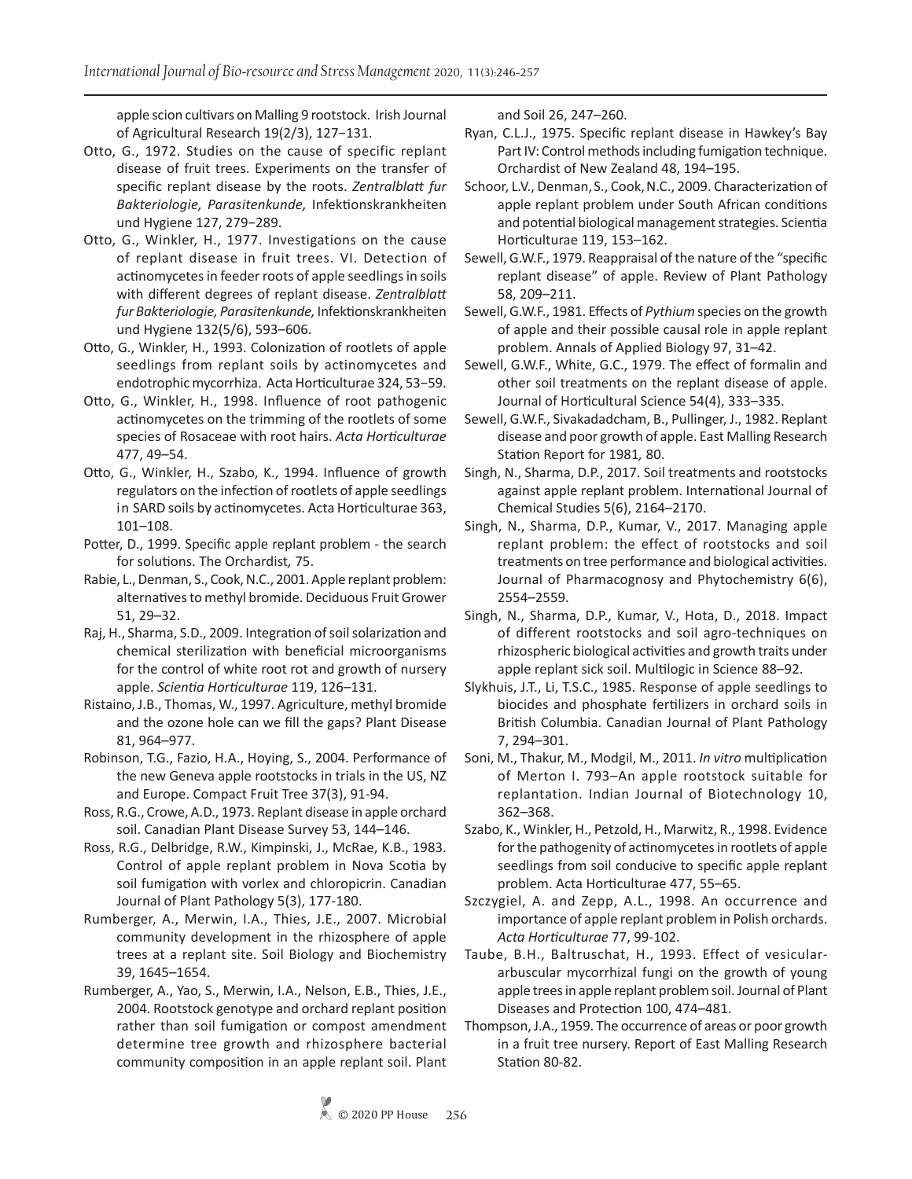apple scion cultivars on Malling 9 rootstock. Irish Journal of Agricultural Research 19(2/3), 127−131.

Otto, G., 1972. Studies on the cause of specific replant disease of fruit trees. Experiments on the transfer of specific replant disease by the roots. *Zentralblatt fur Bakteriologie, Parasitenkunde,* Infektionskrankheiten und Hygiene 127, 279−289.

Otto, G., Winkler, H., 1977. Investigations on the cause of replant disease in fruit trees. VI. Detection of actinomycetes in feeder roots of apple seedlings in soils with different degrees of replant disease. *Zentralblatt fur Bakteriologie, Parasitenkunde,* Infektionskrankheiten und Hygiene 132(5/6), 593–606.

Otto, G., Winkler, H., 1993. Colonization of rootlets of apple seedlings from replant soils by actinomycetes and endotrophic mycorrhiza. Acta Horticulturae 324, 53−59.

Otto, G., Winkler, H., 1998. Influence of root pathogenic actinomycetes on the trimming of the rootlets of some species of Rosaceae with root hairs. *Acta Horticulturae* 477, 49–54.

Otto, G., Winkler, H., Szabo, K., 1994. Influence of growth regulators on the infection of rootlets of apple seedlings in SARD soils by actinomycetes. Acta Horticulturae 363, 101–108.

Potter, D., 1999. Specific apple replant problem - the search for solutions. The Orchardist*,* 75.

Rabie, L., Denman, S., Cook, N.C., 2001. Apple replant problem: alternatives to methyl bromide. Deciduous Fruit Grower 51, 29–32.

Raj, H., Sharma, S.D., 2009. Integration of soil solarization and chemical sterilization with beneficial microorganisms for the control of white root rot and growth of nursery apple. *Scientia Horticulturae* 119, 126–131.

Ristaino, J.B., Thomas, W., 1997. Agriculture, methyl bromide and the ozone hole can we fill the gaps? Plant Disease 81, 964–977.

Robinson, T.G., Fazio, H.A., Hoying, S., 2004. Performance of the new Geneva apple rootstocks in trials in the US, NZ and Europe. Compact Fruit Tree 37(3), 91-94.

Ross, R.G., Crowe, A.D., 1973. Replant disease in apple orchard soil. Canadian Plant Disease Survey 53, 144–146.

Ross, R.G., Delbridge, R.W., Kimpinski, J., McRae, K.B., 1983. Control of apple replant problem in Nova Scotia by soil fumigation with vorlex and chloropicrin. Canadian Journal of Plant Pathology 5(3), 177-180.

Rumberger, A., Merwin, I.A., Thies, J.E., 2007. Microbial community development in the rhizosphere of apple trees at a replant site. Soil Biology and Biochemistry 39, 1645–1654.

Rumberger, A., Yao, S., Merwin, I.A., Nelson, E.B., Thies, J.E., 2004. Rootstock genotype and orchard replant position rather than soil fumigation or compost amendment determine tree growth and rhizosphere bacterial community composition in an apple replant soil. Plant and Soil 26, 247–260.

Ryan, C.L.J., 1975. Specific replant disease in Hawkey's Bay Part IV: Control methods including fumigation technique. Orchardist of New Zealand 48, 194–195.

Schoor, L.V., Denman, S., Cook, N.C., 2009. Characterization of apple replant problem under South African conditions and potential biological management strategies. Scientia Horticulturae 119, 153–162.

Sewell, G.W.F., 1979. Reappraisal of the nature of the "specific replant disease" of apple. Review of Plant Pathology 58, 209–211.

Sewell, G.W.F., 1981. Effects of *Pythium* species on the growth of apple and their possible causal role in apple replant problem. Annals of Applied Biology 97, 31–42.

Sewell, G.W.F., White, G.C., 1979. The effect of formalin and other soil treatments on the replant disease of apple. Journal of Horticultural Science 54(4), 333–335.

Sewell, G.W.F., Sivakadadcham, B., Pullinger, J., 1982. Replant disease and poor growth of apple. East Malling Research Station Report for 1981*,* 80.

Singh, N., Sharma, D.P., 2017. Soil treatments and rootstocks against apple replant problem. International Journal of Chemical Studies 5(6), 2164–2170.

Singh, N., Sharma, D.P., Kumar, V., 2017. Managing apple replant problem: the effect of rootstocks and soil treatments on tree performance and biological activities. Journal of Pharmacognosy and Phytochemistry 6(6), 2554–2559.

Singh, N., Sharma, D.P., Kumar, V., Hota, D., 2018. Impact of different rootstocks and soil agro-techniques on rhizospheric biological activities and growth traits under apple replant sick soil. Multilogic in Science 88–92.

Slykhuis, J.T., Li, T.S.C., 1985. Response of apple seedlings to biocides and phosphate fertilizers in orchard soils in British Columbia. Canadian Journal of Plant Pathology 7, 294–301.

Soni, M., Thakur, M., Modgil, M., 2011. *In vitro* multiplication of Merton I. 793–An apple rootstock suitable for replantation. Indian Journal of Biotechnology 10, 362–368.

Szabo, K., Winkler, H., Petzold, H., Marwitz, R., 1998. Evidence for the pathogenity of actinomycetes in rootlets of apple seedlings from soil conducive to specific apple replant problem. Acta Horticulturae 477, 55–65.

Szczygiel, A. and Zepp, A.L., 1998. An occurrence and importance of apple replant problem in Polish orchards. *Acta Horticulturae* 77, 99-102.

Taube, B.H., Baltruschat, H., 1993. Effect of vesicular-arbuscular mycorrhizal fungi on the growth of young apple trees in apple replant problem soil. Journal of Plant Diseases and Protection 100, 474–481.

Thompson, J.A., 1959. The occurrence of areas or poor growth in a fruit tree nursery. Report of East Malling Research Station 80-82.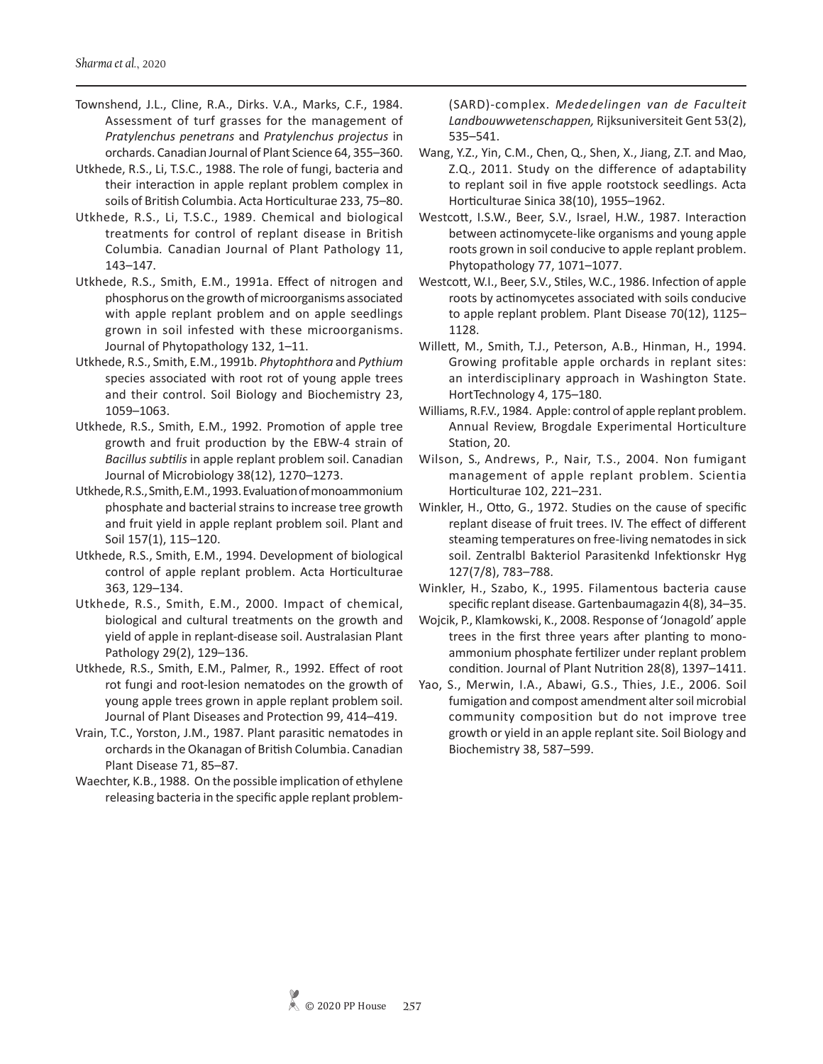Townshend, J.L., Cline, R.A., Dirks. V.A., Marks, C.F., 1984. Assessment of turf grasses for the management of *Pratylenchus penetrans* and *Pratylenchus projectus* in orchards. Canadian Journal of Plant Science 64, 355–360.

Utkhede, R.S., Li, T.S.C., 1988. The role of fungi, bacteria and their interaction in apple replant problem complex in soils of British Columbia. Acta Horticulturae 233, 75–80.

Utkhede, R.S., Li, T.S.C., 1989. Chemical and biological treatments for control of replant disease in British Columbia. Canadian Journal of Plant Pathology 11, 143–147.

Utkhede, R.S., Smith, E.M., 1991a. Effect of nitrogen and phosphorus on the growth of microorganisms associated with apple replant problem and on apple seedlings grown in soil infested with these microorganisms. Journal of Phytopathology 132, 1–11.

Utkhede, R.S., Smith, E.M., 1991b. *Phytophthora* and *Pythium* species associated with root rot of young apple trees and their control. Soil Biology and Biochemistry 23, 1059–1063.

Utkhede, R.S., Smith, E.M., 1992. Promotion of apple tree growth and fruit production by the EBW-4 strain of *Bacillus subtilis* in apple replant problem soil. Canadian Journal of Microbiology 38(12), 1270–1273.

Utkhede, R.S., Smith, E.M., 1993. Evaluation of monoammonium phosphate and bacterial strains to increase tree growth and fruit yield in apple replant problem soil. Plant and Soil 157(1), 115–120.

Utkhede, R.S., Smith, E.M., 1994. Development of biological control of apple replant problem. Acta Horticulturae 363, 129–134.

Utkhede, R.S., Smith, E.M., 2000. Impact of chemical, biological and cultural treatments on the growth and yield of apple in replant-disease soil. Australasian Plant Pathology 29(2), 129–136.

Utkhede, R.S., Smith, E.M., Palmer, R., 1992. Effect of root rot fungi and root-lesion nematodes on the growth of young apple trees grown in apple replant problem soil. Journal of Plant Diseases and Protection 99, 414–419.

Vrain, T.C., Yorston, J.M., 1987. Plant parasitic nematodes in orchards in the Okanagan of British Columbia. Canadian Plant Disease 71, 85–87.

Waechter, K.B., 1988. On the possible implication of ethylene releasing bacteria in the specific apple replant problem-(SARD)-complex. *Mededelingen van de Faculteit Landbouwwetenschappen,* Rijksuniversiteit Gent 53(2), 535–541.

Wang, Y.Z., Yin, C.M., Chen, Q., Shen, X., Jiang, Z.T. and Mao, Z.Q., 2011. Study on the difference of adaptability to replant soil in five apple rootstock seedlings. Acta Horticulturae Sinica 38(10), 1955–1962.

Westcott, I.S.W., Beer, S.V., Israel, H.W., 1987. Interaction between actinomycete-like organisms and young apple roots grown in soil conducive to apple replant problem. Phytopathology 77, 1071–1077.

Westcott, W.I., Beer, S.V., Stiles, W.C., 1986. Infection of apple roots by actinomycetes associated with soils conducive to apple replant problem. Plant Disease 70(12), 1125–1128.

Willett, M., Smith, T.J., Peterson, A.B., Hinman, H., 1994. Growing profitable apple orchards in replant sites: an interdisciplinary approach in Washington State. HortTechnology 4, 175–180.

Williams, R.F.V., 1984. Apple: control of apple replant problem. Annual Review, Brogdale Experimental Horticulture Station, 20.

Wilson, S., Andrews, P., Nair, T.S., 2004. Non fumigant management of apple replant problem. Scientia Horticulturae 102, 221–231.

Winkler, H., Otto, G., 1972. Studies on the cause of specific replant disease of fruit trees. IV. The effect of different steaming temperatures on free-living nematodes in sick soil. Zentralbl Bakteriol Parasitenkd Infektionskr Hyg 127(7/8), 783–788.

Winkler, H., Szabo, K., 1995. Filamentous bacteria cause specific replant disease. Gartenbaumagazin 4(8), 34–35.

Wojcik, P., Klamkowski, K., 2008. Response of 'Jonagold' apple trees in the first three years after planting to mono-ammonium phosphate fertilizer under replant problem condition. Journal of Plant Nutrition 28(8), 1397–1411.

Yao, S., Merwin, I.A., Abawi, G.S., Thies, J.E., 2006. Soil fumigation and compost amendment alter soil microbial community composition but do not improve tree growth or yield in an apple replant site. Soil Biology and Biochemistry 38, 587–599.